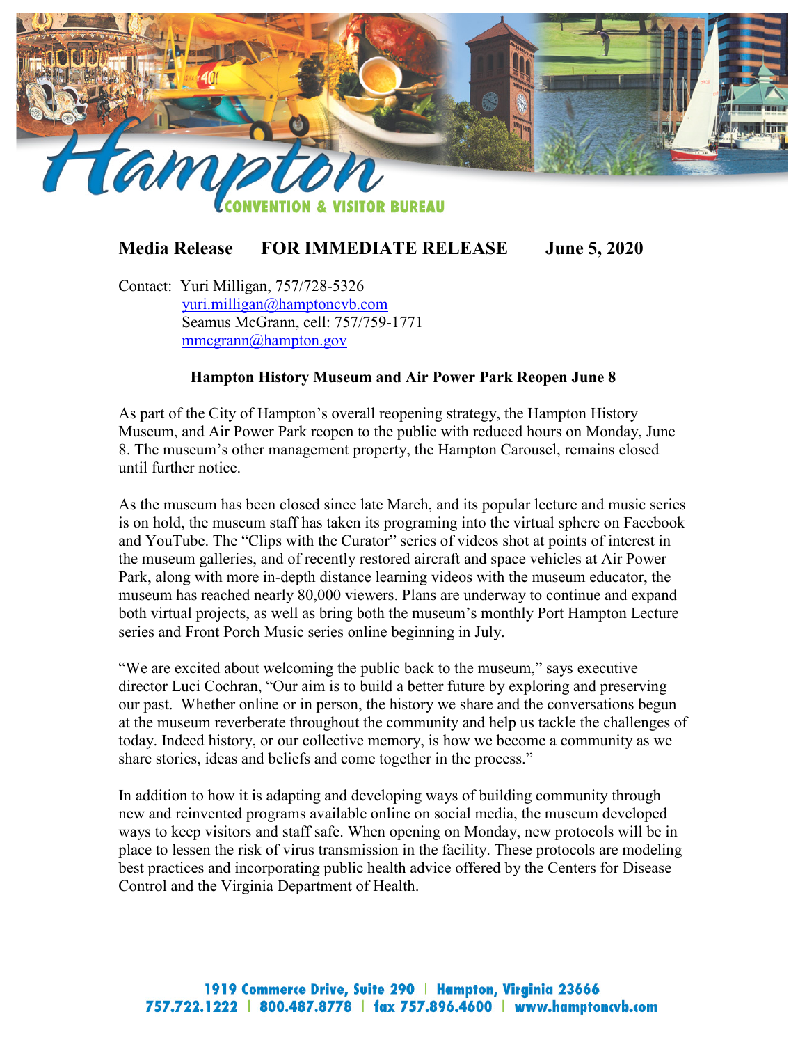# Hampton Convention & Visitor Bureau

**Media Release FOR IMMEDIATE RELEASE June 5, 2020**

Contact: Yuri Milligan, 757/728-5326
yuri.milligan@hamptoncvb.com
Seamus McGrann, cell: 757/759-1771
mmcgrann@hampton.gov

## Hampton History Museum and Air Power Park Reopen June 8

As part of the City of Hampton's overall reopening strategy, the Hampton History Museum, and Air Power Park reopen to the public with reduced hours on Monday, June 8. The museum's other management property, the Hampton Carousel, remains closed until further notice.

As the museum has been closed since late March, and its popular lecture and music series is on hold, the museum staff has taken its programing into the virtual sphere on Facebook and YouTube. The "Clips with the Curator" series of videos shot at points of interest in the museum galleries, and of recently restored aircraft and space vehicles at Air Power Park, along with more in-depth distance learning videos with the museum educator, the museum has reached nearly 80,000 viewers. Plans are underway to continue and expand both virtual projects, as well as bring both the museum's monthly Port Hampton Lecture series and Front Porch Music series online beginning in July.

"We are excited about welcoming the public back to the museum," says executive director Luci Cochran, "Our aim is to build a better future by exploring and preserving our past. Whether online or in person, the history we share and the conversations begun at the museum reverberate throughout the community and help us tackle the challenges of today. Indeed history, or our collective memory, is how we become a community as we share stories, ideas and beliefs and come together in the process."

In addition to how it is adapting and developing ways of building community through new and reinvented programs available online on social media, the museum developed ways to keep visitors and staff safe. When opening on Monday, new protocols will be in place to lessen the risk of virus transmission in the facility. These protocols are modeling best practices and incorporating public health advice offered by the Centers for Disease Control and the Virginia Department of Health.

1919 Commerce Drive, Suite 290 | Hampton, Virginia 23666
757.722.1222 | 800.487.8778 | fax 757.896.4600 | www.hamptoncvb.com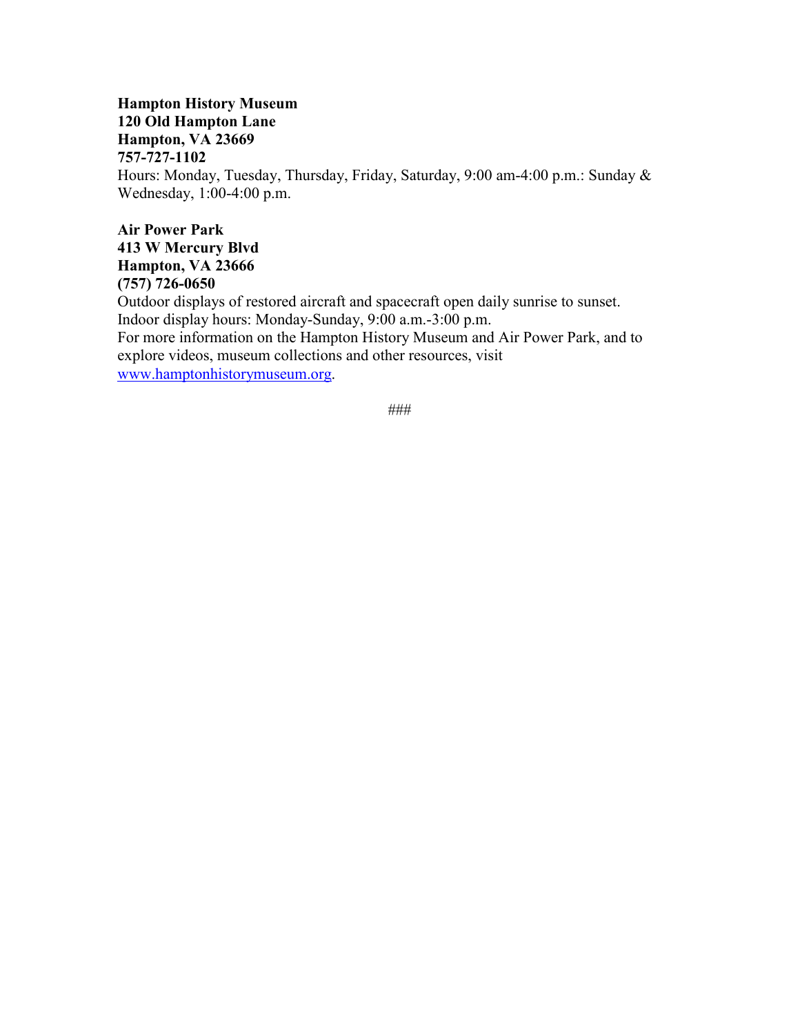**Hampton History Museum**
**120 Old Hampton Lane**
**Hampton, VA 23669**
**757-727-1102**
Hours: Monday, Tuesday, Thursday, Friday, Saturday, 9:00 am-4:00 p.m.: Sunday & Wednesday, 1:00-4:00 p.m.

**Air Power Park**
**413 W Mercury Blvd**
**Hampton, VA 23666**
**(757) 726-0650**
Outdoor displays of restored aircraft and spacecraft open daily sunrise to sunset.
Indoor display hours: Monday-Sunday, 9:00 a.m.-3:00 p.m.
For more information on the Hampton History Museum and Air Power Park, and to explore videos, museum collections and other resources, visit [www.hamptonhistorymuseum.org](http://www.hamptonhistorymuseum.org).

###